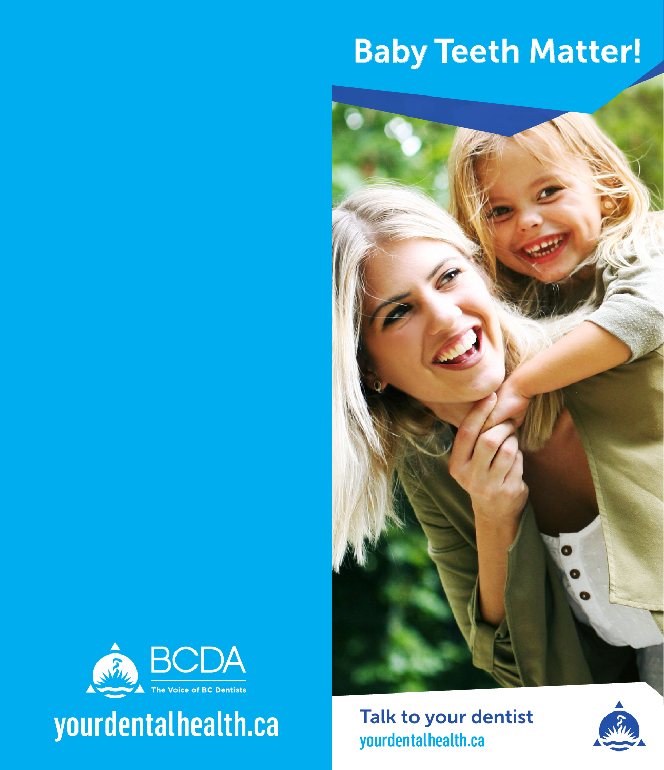BCDA

The Voice of BC Dentists

yourdentalhealth.ca

# Baby Teeth Matter!

Talk to your dentist

yourdentalhealth.ca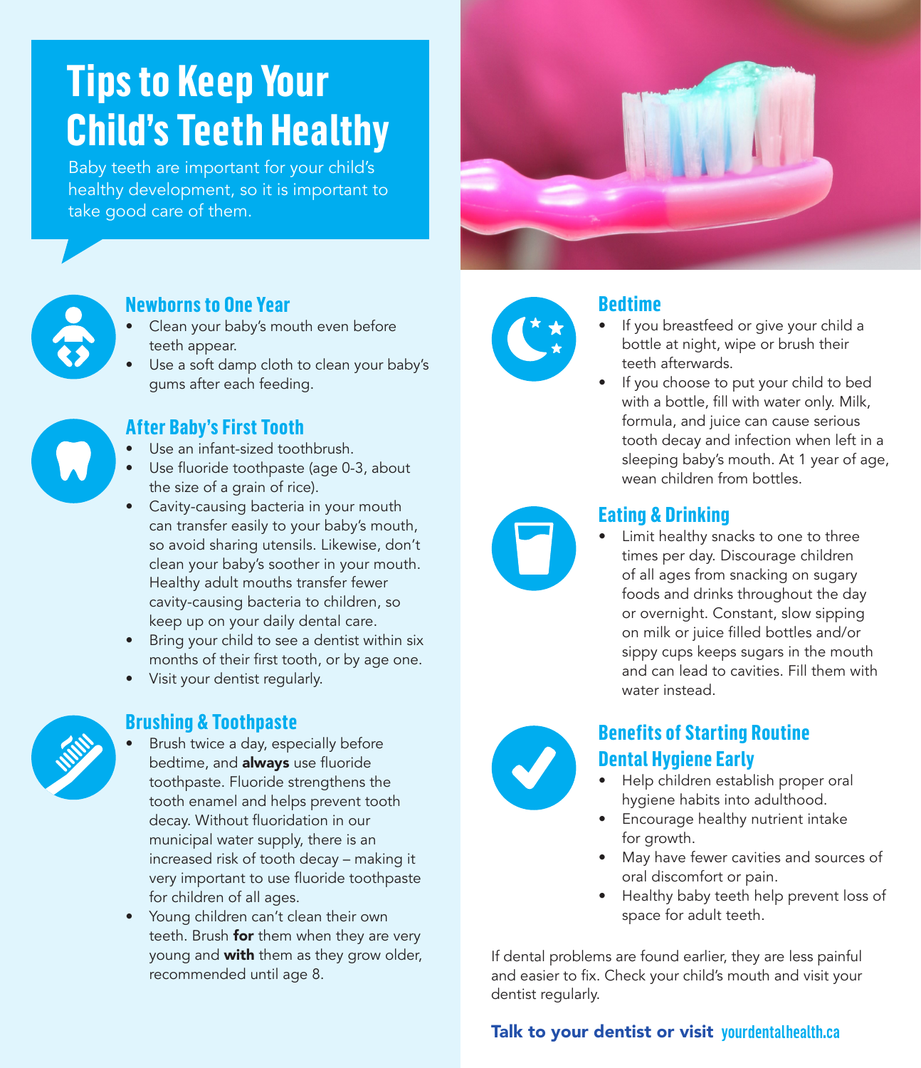# Tips to Keep Your Child's Teeth Healthy

Baby teeth are important for your child's healthy development, so it is important to take good care of them.

## Newborns to One Year

- Clean your baby's mouth even before teeth appear.
- Use a soft damp cloth to clean your baby's gums after each feeding.

## After Baby's First Tooth

- Use an infant-sized toothbrush.
- Use fluoride toothpaste (age 0-3, about the size of a grain of rice).
- Cavity-causing bacteria in your mouth can transfer easily to your baby's mouth, so avoid sharing utensils. Likewise, don't clean your baby's soother in your mouth. Healthy adult mouths transfer fewer cavity-causing bacteria to children, so keep up on your daily dental care.
- Bring your child to see a dentist within six months of their first tooth, or by age one.
- Visit your dentist regularly.

## Brushing & Toothpaste

- Brush twice a day, especially before bedtime, and **always** use fluoride toothpaste. Fluoride strengthens the tooth enamel and helps prevent tooth decay. Without fluoridation in our municipal water supply, there is an increased risk of tooth decay – making it very important to use fluoride toothpaste for children of all ages.
- Young children can't clean their own teeth. Brush **for** them when they are very young and **with** them as they grow older, recommended until age 8.

## Bedtime

- If you breastfeed or give your child a bottle at night, wipe or brush their teeth afterwards.
- If you choose to put your child to bed with a bottle, fill with water only. Milk, formula, and juice can cause serious tooth decay and infection when left in a sleeping baby's mouth. At 1 year of age, wean children from bottles.

## Eating & Drinking

- Limit healthy snacks to one to three times per day. Discourage children of all ages from snacking on sugary foods and drinks throughout the day or overnight. Constant, slow sipping on milk or juice filled bottles and/or sippy cups keeps sugars in the mouth and can lead to cavities. Fill them with water instead.

## Benefits of Starting Routine Dental Hygiene Early

- Help children establish proper oral hygiene habits into adulthood.
- Encourage healthy nutrient intake for growth.
- May have fewer cavities and sources of oral discomfort or pain.
- Healthy baby teeth help prevent loss of space for adult teeth.

If dental problems are found earlier, they are less painful and easier to fix. Check your child's mouth and visit your dentist regularly.

**Talk to your dentist or visit yourdentalhealth.ca**